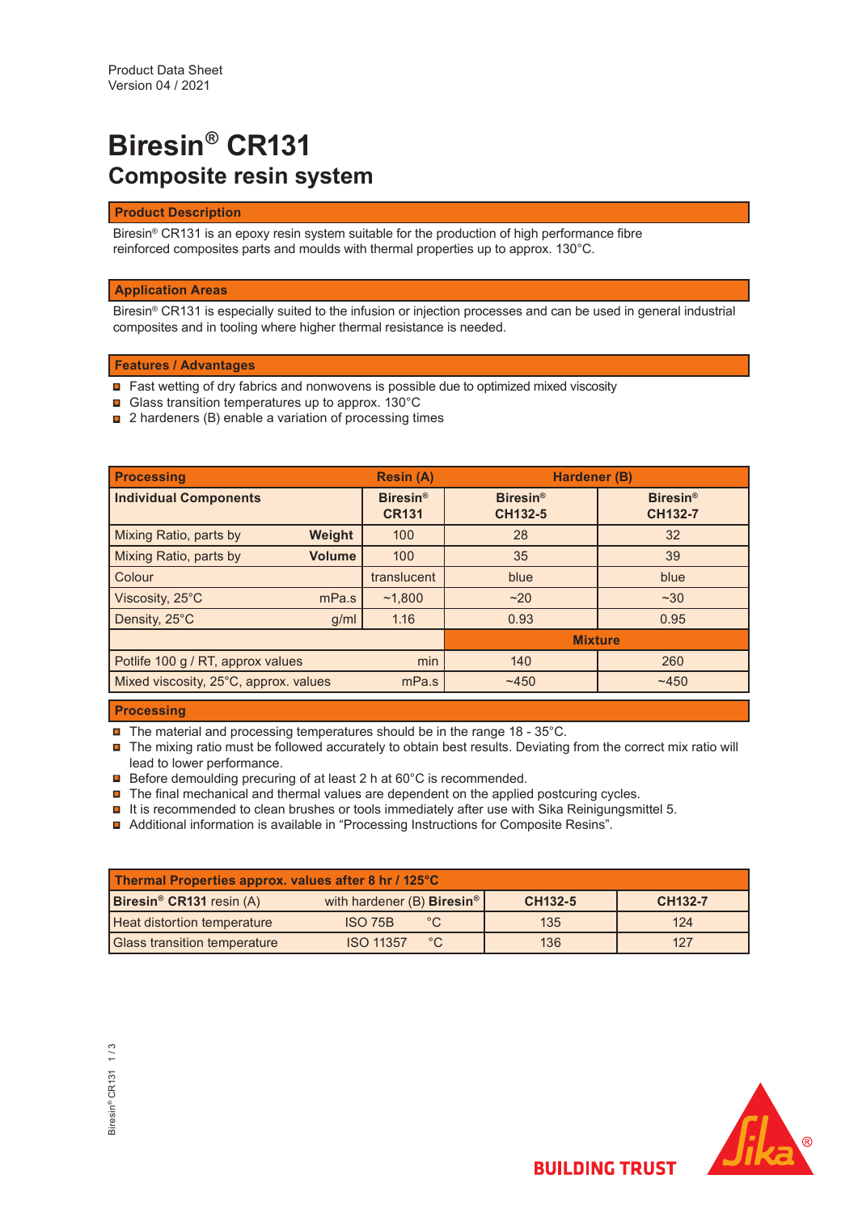Product Data Sheet
Version 04 / 2021

# Biresin® CR131

## Composite resin system

### Product Description

Biresin® CR131 is an epoxy resin system suitable for the production of high performance fibre reinforced composites parts and moulds with thermal properties up to approx. 130°C.

### Application Areas

Biresin® CR131 is especially suited to the infusion or injection processes and can be used in general industrial composites and in tooling where higher thermal resistance is needed.

### Features / Advantages

- Fast wetting of dry fabrics and nonwovens is possible due to optimized mixed viscosity
- Glass transition temperatures up to approx. 130°C
- 2 hardeners (B) enable a variation of processing times

| Processing | | Resin (A) | Hardener (B) | |
|---|---|---|---|---|
| **Individual Components** | | **Biresin® CR131** | **Biresin® CH132-5** | **Biresin® CH132-7** |
| Mixing Ratio, parts by | **Weight** | 100 | 28 | 32 |
| Mixing Ratio, parts by | **Volume** | 100 | 35 | 39 |
| Colour | | translucent | blue | blue |
| Viscosity, 25°C | mPa.s | ~1,800 | ~20 | ~30 |
| Density, 25°C | g/ml | 1.16 | 0.93 | 0.95 |
| | | | **Mixture** | |
| Potlife 100 g / RT, approx values | min | | 140 | 260 |
| Mixed viscosity, 25°C, approx. values | mPa.s | | ~450 | ~450 |

### Processing

- The material and processing temperatures should be in the range 18 - 35°C.
- The mixing ratio must be followed accurately to obtain best results. Deviating from the correct mix ratio will lead to lower performance.
- Before demoulding precuring of at least 2 h at 60°C is recommended.
- The final mechanical and thermal values are dependent on the applied postcuring cycles.
- It is recommended to clean brushes or tools immediately after use with Sika Reinigungsmittel 5.
- Additional information is available in "Processing Instructions for Composite Resins".

| Thermal Properties approx. values after 8 hr / 125°C | | | | |
|---|---|---|---|---|
| **Biresin® CR131** resin (A) | with hardener (B) **Biresin®** | | **CH132-5** | **CH132-7** |
| Heat distortion temperature | ISO 75B | °C | 135 | 124 |
| Glass transition temperature | ISO 11357 | °C | 136 | 127 |

BUILDING TRUST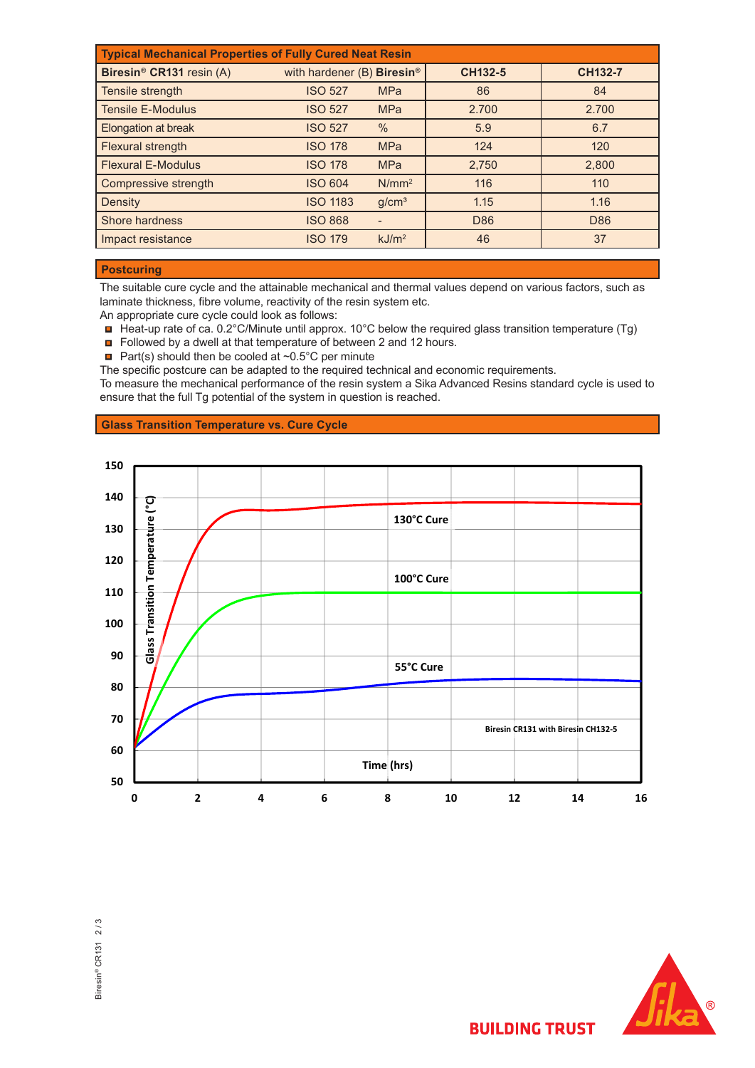| Typical Mechanical Properties of Fully Cured Neat Resin | | | | |
|---|---|---|---|---|
| **Biresin® CR131** resin (A) with hardener (B) **Biresin®** | | | **CH132-5** | **CH132-7** |
| Tensile strength | ISO 527 | MPa | 86 | 84 |
| Tensile E-Modulus | ISO 527 | MPa | 2.700 | 2.700 |
| Elongation at break | ISO 527 | % | 5.9 | 6.7 |
| Flexural strength | ISO 178 | MPa | 124 | 120 |
| Flexural E-Modulus | ISO 178 | MPa | 2,750 | 2,800 |
| Compressive strength | ISO 604 | $N/mm^2$ | 116 | 110 |
| Density | ISO 1183 | $g/cm^3$ | 1.15 | 1.16 |
| Shore hardness | ISO 868 | - | D86 | D86 |
| Impact resistance | ISO 179 | $kJ/m^2$ | 46 | 37 |

## Postcuring

The suitable cure cycle and the attainable mechanical and thermal values depend on various factors, such as laminate thickness, fibre volume, reactivity of the resin system etc.
An appropriate cure cycle could look as follows:

- Heat-up rate of ca. 0.2°C/Minute until approx. 10°C below the required glass transition temperature (Tg)
- Followed by a dwell at that temperature of between 2 and 12 hours.
- Part(s) should then be cooled at ~0.5°C per minute

The specific postcure can be adapted to the required technical and economic requirements.
To measure the mechanical performance of the resin system a Sika Advanced Resins standard cycle is used to ensure that the full Tg potential of the system in question is reached.

## Glass Transition Temperature vs. Cure Cycle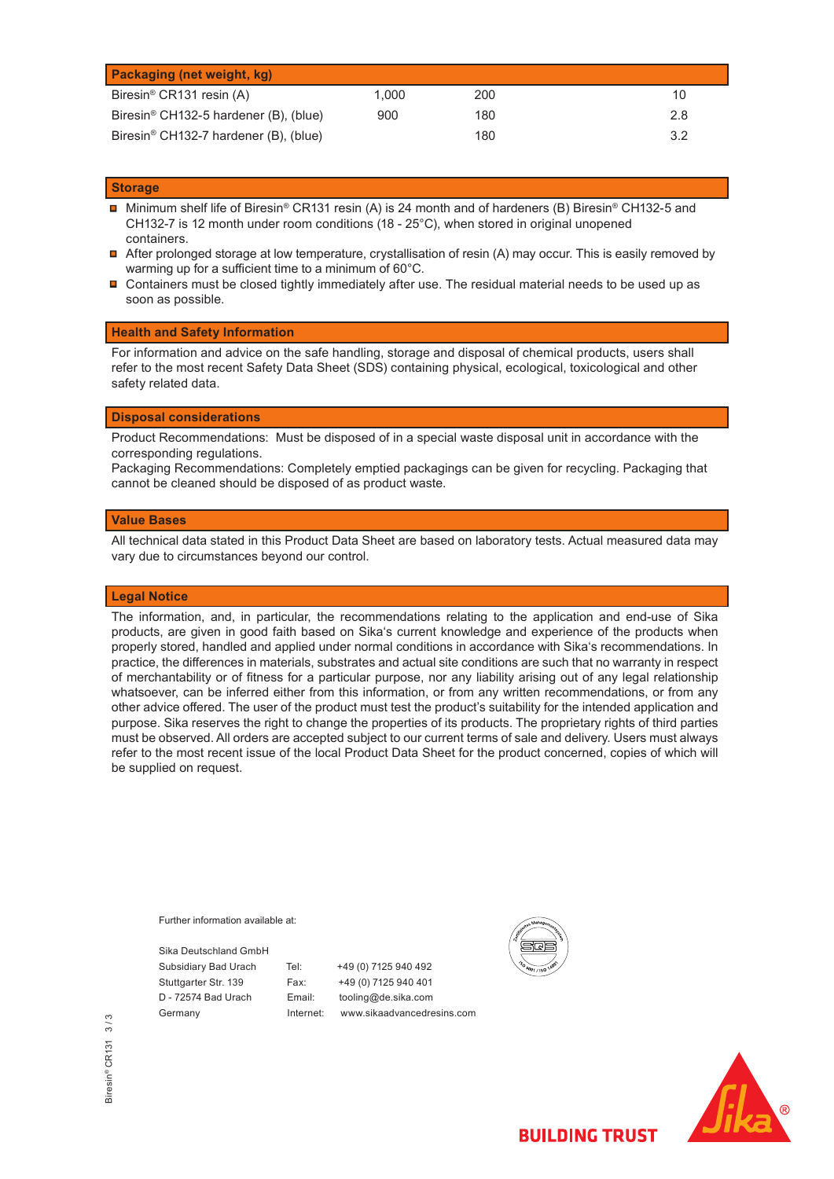| Packaging (net weight, kg) | | | |
|---|---|---|---|
| Biresin® CR131 resin (A) | 1,000 | 200 | 10 |
| Biresin® CH132-5 hardener (B), (blue) | 900 | 180 | 2.8 |
| Biresin® CH132-7 hardener (B), (blue) | | 180 | 3.2 |

## Storage

- Minimum shelf life of Biresin® CR131 resin (A) is 24 month and of hardeners (B) Biresin® CH132-5 and CH132-7 is 12 month under room conditions (18 - 25°C), when stored in original unopened containers.
- After prolonged storage at low temperature, crystallisation of resin (A) may occur. This is easily removed by warming up for a sufficient time to a minimum of 60°C.
- Containers must be closed tightly immediately after use. The residual material needs to be used up as soon as possible.

## Health and Safety Information

For information and advice on the safe handling, storage and disposal of chemical products, users shall refer to the most recent Safety Data Sheet (SDS) containing physical, ecological, toxicological and other safety related data.

## Disposal considerations

Product Recommendations: Must be disposed of in a special waste disposal unit in accordance with the corresponding regulations.
Packaging Recommendations: Completely emptied packagings can be given for recycling. Packaging that cannot be cleaned should be disposed of as product waste.

## Value Bases

All technical data stated in this Product Data Sheet are based on laboratory tests. Actual measured data may vary due to circumstances beyond our control.

## Legal Notice

The information, and, in particular, the recommendations relating to the application and end-use of Sika products, are given in good faith based on Sika's current knowledge and experience of the products when properly stored, handled and applied under normal conditions in accordance with Sika's recommendations. In practice, the differences in materials, substrates and actual site conditions are such that no warranty in respect of merchantability or of fitness for a particular purpose, nor any liability arising out of any legal relationship whatsoever, can be inferred either from this information, or from any written recommendations, or from any other advice offered. The user of the product must test the product's suitability for the intended application and purpose. Sika reserves the right to change the properties of its products. The proprietary rights of third parties must be observed. All orders are accepted subject to our current terms of sale and delivery. Users must always refer to the most recent issue of the local Product Data Sheet for the product concerned, copies of which will be supplied on request.

Further information available at:

Sika Deutschland GmbH
Subsidiary Bad Urach
Stuttgarter Str. 139
D - 72574 Bad Urach
Germany

Tel: +49 (0) 7125 940 492
Fax: +49 (0) 7125 940 401
Email: tooling@de.sika.com
Internet: www.sikaadvancedresins.com

BUILDING TRUST